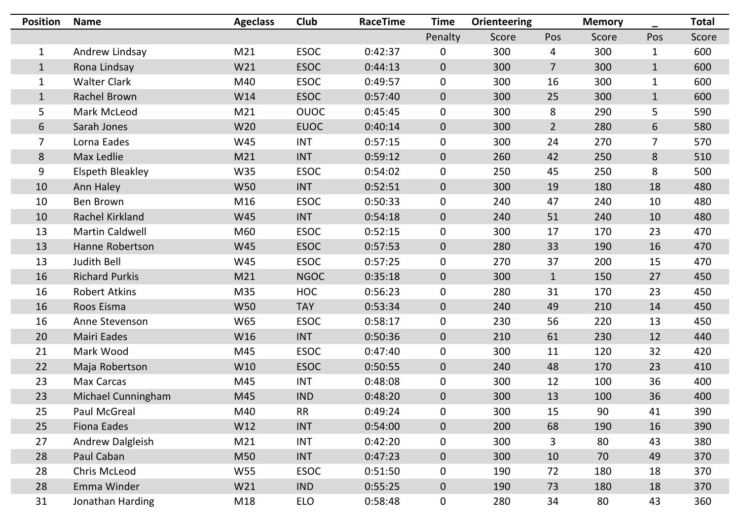| Position | Name | Ageclass | Club | RaceTime | Time | Orienteering | | Memory | _ | Total |
|---|---|---|---|---|---|---|---|---|---|---|
| | | | | | Penalty | Score | Pos | Score | Pos | Score |
| 1 | Andrew Lindsay | M21 | ESOC | 0:42:37 | 0 | 300 | 4 | 300 | 1 | 600 |
| 1 | Rona Lindsay | W21 | ESOC | 0:44:13 | 0 | 300 | 7 | 300 | 1 | 600 |
| 1 | Walter Clark | M40 | ESOC | 0:49:57 | 0 | 300 | 16 | 300 | 1 | 600 |
| 1 | Rachel Brown | W14 | ESOC | 0:57:40 | 0 | 300 | 25 | 300 | 1 | 600 |
| 5 | Mark McLeod | M21 | OUOC | 0:45:45 | 0 | 300 | 8 | 290 | 5 | 590 |
| 6 | Sarah Jones | W20 | EUOC | 0:40:14 | 0 | 300 | 2 | 280 | 6 | 580 |
| 7 | Lorna Eades | W45 | INT | 0:57:15 | 0 | 300 | 24 | 270 | 7 | 570 |
| 8 | Max Ledlie | M21 | INT | 0:59:12 | 0 | 260 | 42 | 250 | 8 | 510 |
| 9 | Elspeth Bleakley | W35 | ESOC | 0:54:02 | 0 | 250 | 45 | 250 | 8 | 500 |
| 10 | Ann Haley | W50 | INT | 0:52:51 | 0 | 300 | 19 | 180 | 18 | 480 |
| 10 | Ben Brown | M16 | ESOC | 0:50:33 | 0 | 240 | 47 | 240 | 10 | 480 |
| 10 | Rachel Kirkland | W45 | INT | 0:54:18 | 0 | 240 | 51 | 240 | 10 | 480 |
| 13 | Martin Caldwell | M60 | ESOC | 0:52:15 | 0 | 300 | 17 | 170 | 23 | 470 |
| 13 | Hanne Robertson | W45 | ESOC | 0:57:53 | 0 | 280 | 33 | 190 | 16 | 470 |
| 13 | Judith Bell | W45 | ESOC | 0:57:25 | 0 | 270 | 37 | 200 | 15 | 470 |
| 16 | Richard Purkis | M21 | NGOC | 0:35:18 | 0 | 300 | 1 | 150 | 27 | 450 |
| 16 | Robert Atkins | M35 | HOC | 0:56:23 | 0 | 280 | 31 | 170 | 23 | 450 |
| 16 | Roos Eisma | W50 | TAY | 0:53:34 | 0 | 240 | 49 | 210 | 14 | 450 |
| 16 | Anne Stevenson | W65 | ESOC | 0:58:17 | 0 | 230 | 56 | 220 | 13 | 450 |
| 20 | Mairi Eades | W16 | INT | 0:50:36 | 0 | 210 | 61 | 230 | 12 | 440 |
| 21 | Mark Wood | M45 | ESOC | 0:47:40 | 0 | 300 | 11 | 120 | 32 | 420 |
| 22 | Maja Robertson | W10 | ESOC | 0:50:55 | 0 | 240 | 48 | 170 | 23 | 410 |
| 23 | Max Carcas | M45 | INT | 0:48:08 | 0 | 300 | 12 | 100 | 36 | 400 |
| 23 | Michael Cunningham | M45 | IND | 0:48:20 | 0 | 300 | 13 | 100 | 36 | 400 |
| 25 | Paul McGreal | M40 | RR | 0:49:24 | 0 | 300 | 15 | 90 | 41 | 390 |
| 25 | Fiona Eades | W12 | INT | 0:54:00 | 0 | 200 | 68 | 190 | 16 | 390 |
| 27 | Andrew Dalgleish | M21 | INT | 0:42:20 | 0 | 300 | 3 | 80 | 43 | 380 |
| 28 | Paul Caban | M50 | INT | 0:47:23 | 0 | 300 | 10 | 70 | 49 | 370 |
| 28 | Chris McLeod | W55 | ESOC | 0:51:50 | 0 | 190 | 72 | 180 | 18 | 370 |
| 28 | Emma Winder | W21 | IND | 0:55:25 | 0 | 190 | 73 | 180 | 18 | 370 |
| 31 | Jonathan Harding | M18 | ELO | 0:58:48 | 0 | 280 | 34 | 80 | 43 | 360 |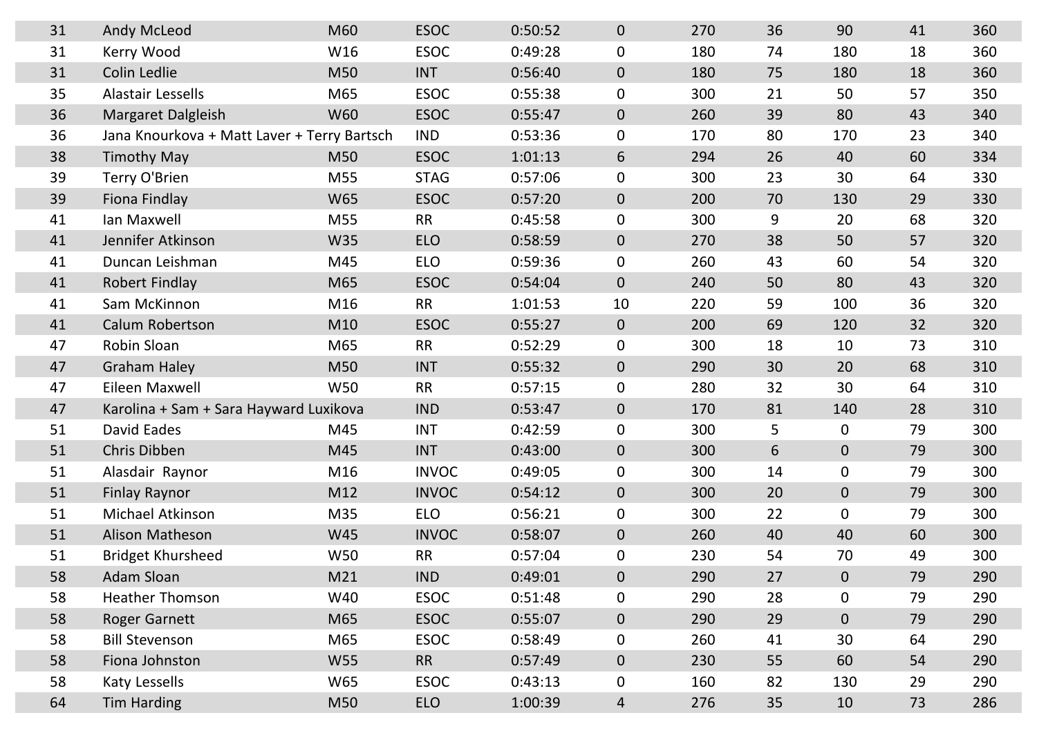| | | | | | | | | | | |
|---|---|---|---|---|---|---|---|---|---|---|
| 31 | Andy McLeod | M60 | ESOC | 0:50:52 | 0 | 270 | 36 | 90 | 41 | 360 |
| 31 | Kerry Wood | W16 | ESOC | 0:49:28 | 0 | 180 | 74 | 180 | 18 | 360 |
| 31 | Colin Ledlie | M50 | INT | 0:56:40 | 0 | 180 | 75 | 180 | 18 | 360 |
| 35 | Alastair Lessells | M65 | ESOC | 0:55:38 | 0 | 300 | 21 | 50 | 57 | 350 |
| 36 | Margaret Dalgleish | W60 | ESOC | 0:55:47 | 0 | 260 | 39 | 80 | 43 | 340 |
| 36 | Jana Knourkova + Matt Laver + Terry Bartsch | | IND | 0:53:36 | 0 | 170 | 80 | 170 | 23 | 340 |
| 38 | Timothy May | M50 | ESOC | 1:01:13 | 6 | 294 | 26 | 40 | 60 | 334 |
| 39 | Terry O'Brien | M55 | STAG | 0:57:06 | 0 | 300 | 23 | 30 | 64 | 330 |
| 39 | Fiona Findlay | W65 | ESOC | 0:57:20 | 0 | 200 | 70 | 130 | 29 | 330 |
| 41 | Ian Maxwell | M55 | RR | 0:45:58 | 0 | 300 | 9 | 20 | 68 | 320 |
| 41 | Jennifer Atkinson | W35 | ELO | 0:58:59 | 0 | 270 | 38 | 50 | 57 | 320 |
| 41 | Duncan Leishman | M45 | ELO | 0:59:36 | 0 | 260 | 43 | 60 | 54 | 320 |
| 41 | Robert Findlay | M65 | ESOC | 0:54:04 | 0 | 240 | 50 | 80 | 43 | 320 |
| 41 | Sam McKinnon | M16 | RR | 1:01:53 | 10 | 220 | 59 | 100 | 36 | 320 |
| 41 | Calum Robertson | M10 | ESOC | 0:55:27 | 0 | 200 | 69 | 120 | 32 | 320 |
| 47 | Robin Sloan | M65 | RR | 0:52:29 | 0 | 300 | 18 | 10 | 73 | 310 |
| 47 | Graham Haley | M50 | INT | 0:55:32 | 0 | 290 | 30 | 20 | 68 | 310 |
| 47 | Eileen Maxwell | W50 | RR | 0:57:15 | 0 | 280 | 32 | 30 | 64 | 310 |
| 47 | Karolina + Sam + Sara Hayward Luxikova | | IND | 0:53:47 | 0 | 170 | 81 | 140 | 28 | 310 |
| 51 | David Eades | M45 | INT | 0:42:59 | 0 | 300 | 5 | 0 | 79 | 300 |
| 51 | Chris Dibben | M45 | INT | 0:43:00 | 0 | 300 | 6 | 0 | 79 | 300 |
| 51 | Alasdair Raynor | M16 | INVOC | 0:49:05 | 0 | 300 | 14 | 0 | 79 | 300 |
| 51 | Finlay Raynor | M12 | INVOC | 0:54:12 | 0 | 300 | 20 | 0 | 79 | 300 |
| 51 | Michael Atkinson | M35 | ELO | 0:56:21 | 0 | 300 | 22 | 0 | 79 | 300 |
| 51 | Alison Matheson | W45 | INVOC | 0:58:07 | 0 | 260 | 40 | 40 | 60 | 300 |
| 51 | Bridget Khursheed | W50 | RR | 0:57:04 | 0 | 230 | 54 | 70 | 49 | 300 |
| 58 | Adam Sloan | M21 | IND | 0:49:01 | 0 | 290 | 27 | 0 | 79 | 290 |
| 58 | Heather Thomson | W40 | ESOC | 0:51:48 | 0 | 290 | 28 | 0 | 79 | 290 |
| 58 | Roger Garnett | M65 | ESOC | 0:55:07 | 0 | 290 | 29 | 0 | 79 | 290 |
| 58 | Bill Stevenson | M65 | ESOC | 0:58:49 | 0 | 260 | 41 | 30 | 64 | 290 |
| 58 | Fiona Johnston | W55 | RR | 0:57:49 | 0 | 230 | 55 | 60 | 54 | 290 |
| 58 | Katy Lessells | W65 | ESOC | 0:43:13 | 0 | 160 | 82 | 130 | 29 | 290 |
| 64 | Tim Harding | M50 | ELO | 1:00:39 | 4 | 276 | 35 | 10 | 73 | 286 |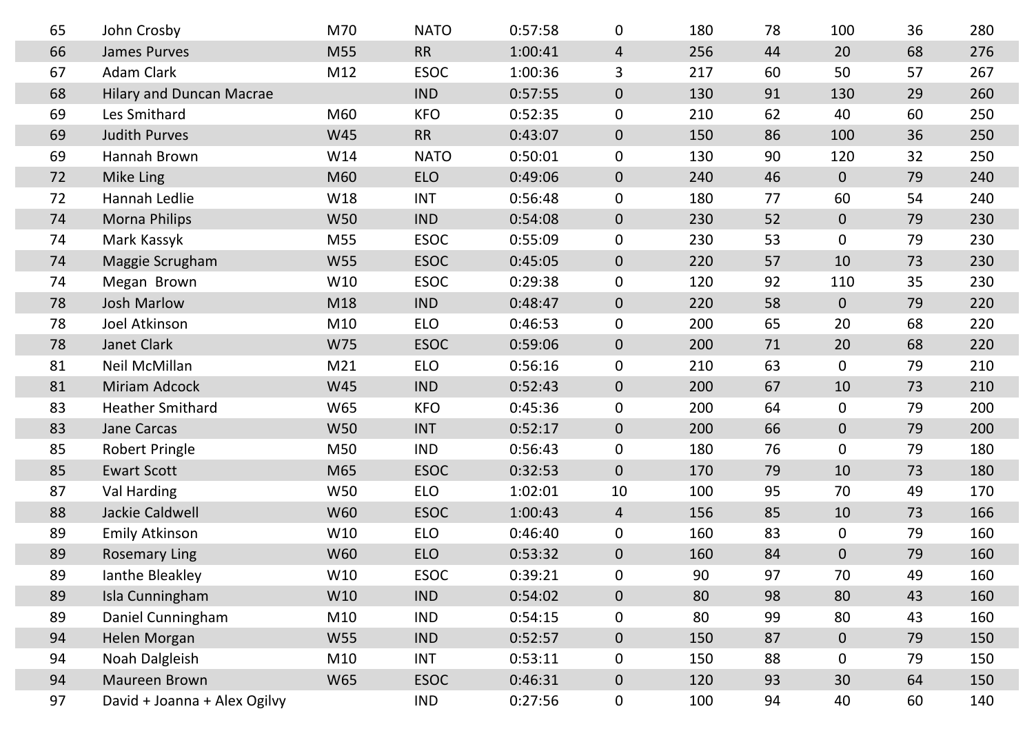| | | | | | | | | | | |
|---|---|---|---|---|---|---|---|---|---|---|
| 65 | John Crosby | M70 | NATO | 0:57:58 | 0 | 180 | 78 | 100 | 36 | 280 |
| 66 | James Purves | M55 | RR | 1:00:41 | 4 | 256 | 44 | 20 | 68 | 276 |
| 67 | Adam Clark | M12 | ESOC | 1:00:36 | 3 | 217 | 60 | 50 | 57 | 267 |
| 68 | Hilary and Duncan Macrae | | IND | 0:57:55 | 0 | 130 | 91 | 130 | 29 | 260 |
| 69 | Les Smithard | M60 | KFO | 0:52:35 | 0 | 210 | 62 | 40 | 60 | 250 |
| 69 | Judith Purves | W45 | RR | 0:43:07 | 0 | 150 | 86 | 100 | 36 | 250 |
| 69 | Hannah Brown | W14 | NATO | 0:50:01 | 0 | 130 | 90 | 120 | 32 | 250 |
| 72 | Mike Ling | M60 | ELO | 0:49:06 | 0 | 240 | 46 | 0 | 79 | 240 |
| 72 | Hannah Ledlie | W18 | INT | 0:56:48 | 0 | 180 | 77 | 60 | 54 | 240 |
| 74 | Morna Philips | W50 | IND | 0:54:08 | 0 | 230 | 52 | 0 | 79 | 230 |
| 74 | Mark Kassyk | M55 | ESOC | 0:55:09 | 0 | 230 | 53 | 0 | 79 | 230 |
| 74 | Maggie Scrugham | W55 | ESOC | 0:45:05 | 0 | 220 | 57 | 10 | 73 | 230 |
| 74 | Megan Brown | W10 | ESOC | 0:29:38 | 0 | 120 | 92 | 110 | 35 | 230 |
| 78 | Josh Marlow | M18 | IND | 0:48:47 | 0 | 220 | 58 | 0 | 79 | 220 |
| 78 | Joel Atkinson | M10 | ELO | 0:46:53 | 0 | 200 | 65 | 20 | 68 | 220 |
| 78 | Janet Clark | W75 | ESOC | 0:59:06 | 0 | 200 | 71 | 20 | 68 | 220 |
| 81 | Neil McMillan | M21 | ELO | 0:56:16 | 0 | 210 | 63 | 0 | 79 | 210 |
| 81 | Miriam Adcock | W45 | IND | 0:52:43 | 0 | 200 | 67 | 10 | 73 | 210 |
| 83 | Heather Smithard | W65 | KFO | 0:45:36 | 0 | 200 | 64 | 0 | 79 | 200 |
| 83 | Jane Carcas | W50 | INT | 0:52:17 | 0 | 200 | 66 | 0 | 79 | 200 |
| 85 | Robert Pringle | M50 | IND | 0:56:43 | 0 | 180 | 76 | 0 | 79 | 180 |
| 85 | Ewart Scott | M65 | ESOC | 0:32:53 | 0 | 170 | 79 | 10 | 73 | 180 |
| 87 | Val Harding | W50 | ELO | 1:02:01 | 10 | 100 | 95 | 70 | 49 | 170 |
| 88 | Jackie Caldwell | W60 | ESOC | 1:00:43 | 4 | 156 | 85 | 10 | 73 | 166 |
| 89 | Emily Atkinson | W10 | ELO | 0:46:40 | 0 | 160 | 83 | 0 | 79 | 160 |
| 89 | Rosemary Ling | W60 | ELO | 0:53:32 | 0 | 160 | 84 | 0 | 79 | 160 |
| 89 | Ianthe Bleakley | W10 | ESOC | 0:39:21 | 0 | 90 | 97 | 70 | 49 | 160 |
| 89 | Isla Cunningham | W10 | IND | 0:54:02 | 0 | 80 | 98 | 80 | 43 | 160 |
| 89 | Daniel Cunningham | M10 | IND | 0:54:15 | 0 | 80 | 99 | 80 | 43 | 160 |
| 94 | Helen Morgan | W55 | IND | 0:52:57 | 0 | 150 | 87 | 0 | 79 | 150 |
| 94 | Noah Dalgleish | M10 | INT | 0:53:11 | 0 | 150 | 88 | 0 | 79 | 150 |
| 94 | Maureen Brown | W65 | ESOC | 0:46:31 | 0 | 120 | 93 | 30 | 64 | 150 |
| 97 | David + Joanna + Alex Ogilvy | | IND | 0:27:56 | 0 | 100 | 94 | 40 | 60 | 140 |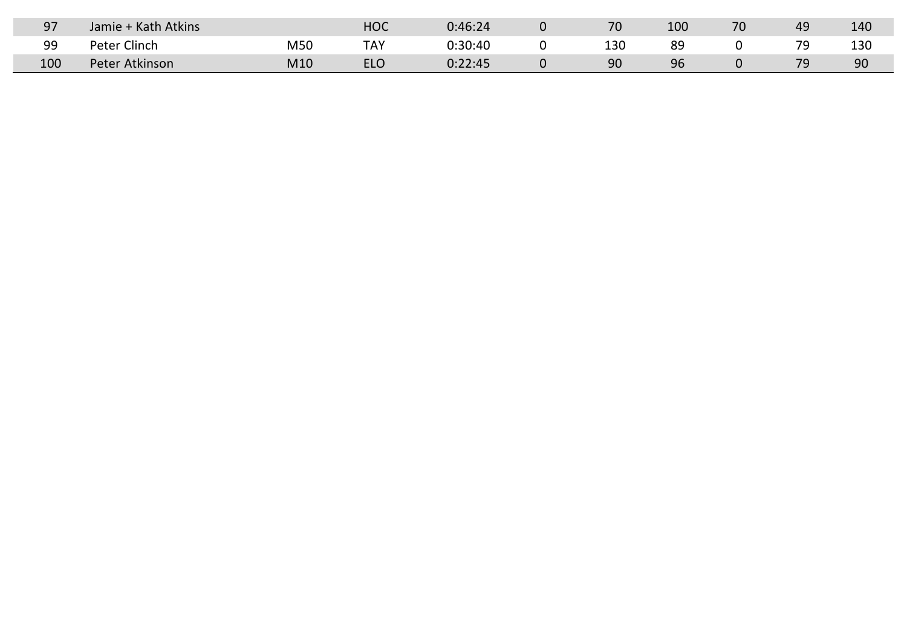| | | | | | | | | | | |
|---|---|---|---|---|---|---|---|---|---|---|
| 97 | Jamie + Kath Atkins | | HOC | 0:46:24 | 0 | 70 | 100 | 70 | 49 | 140 |
| 99 | Peter Clinch | M50 | TAY | 0:30:40 | 0 | 130 | 89 | 0 | 79 | 130 |
| 100 | Peter Atkinson | M10 | ELO | 0:22:45 | 0 | 90 | 96 | 0 | 79 | 90 |